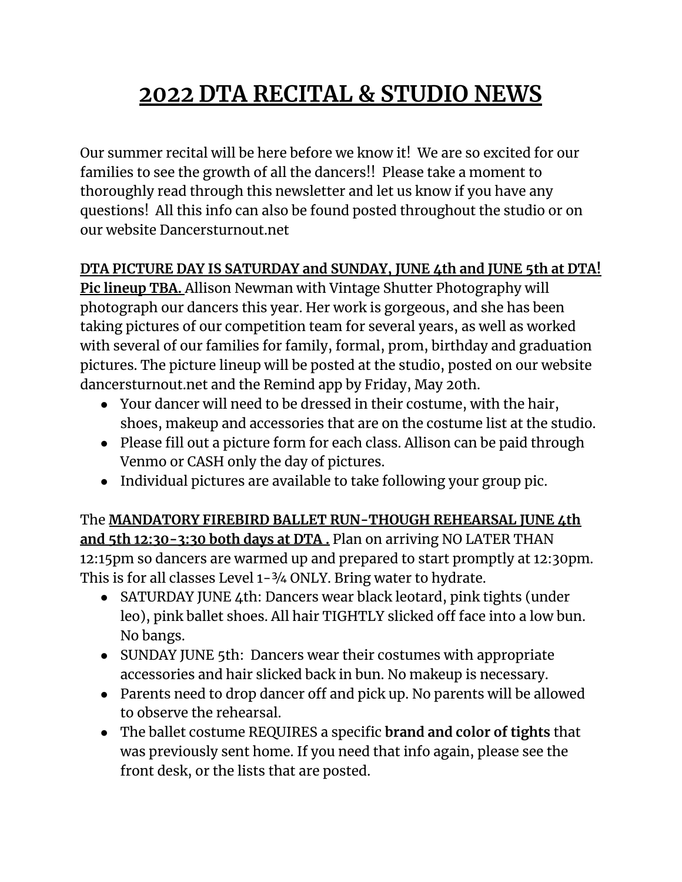# 2022 DTA RECITAL & STUDIO NEWS

Our summer recital will be here before we know it! We are so excited for our families to see the growth of all the dancers!! Please take a moment to thoroughly read through this newsletter and let us know if you have any questions! All this info can also be found posted throughout the studio or on our website Dancersturnout.net

**DTA PICTURE DAY IS SATURDAY and SUNDAY, JUNE 4th and JUNE 5th at DTA! Pic lineup TBA.** Allison Newman with Vintage Shutter Photography will photograph our dancers this year. Her work is gorgeous, and she has been taking pictures of our competition team for several years, as well as worked with several of our families for family, formal, prom, birthday and graduation pictures. The picture lineup will be posted at the studio, posted on our website dancersturnout.net and the Remind app by Friday, May 20th.

- Your dancer will need to be dressed in their costume, with the hair, shoes, makeup and accessories that are on the costume list at the studio.
- Please fill out a picture form for each class. Allison can be paid through Venmo or CASH only the day of pictures.
- Individual pictures are available to take following your group pic.

The **MANDATORY FIREBIRD BALLET RUN-THOUGH REHEARSAL JUNE 4th and 5th 12:30-3:30 both days at DTA .** Plan on arriving NO LATER THAN 12:15pm so dancers are warmed up and prepared to start promptly at 12:30pm. This is for all classes Level 1-¾ ONLY. Bring water to hydrate.

- SATURDAY JUNE 4th: Dancers wear black leotard, pink tights (under leo), pink ballet shoes. All hair TIGHTLY slicked off face into a low bun. No bangs.
- SUNDAY JUNE 5th: Dancers wear their costumes with appropriate accessories and hair slicked back in bun. No makeup is necessary.
- Parents need to drop dancer off and pick up. No parents will be allowed to observe the rehearsal.
- The ballet costume REQUIRES a specific **brand and color of tights** that was previously sent home. If you need that info again, please see the front desk, or the lists that are posted.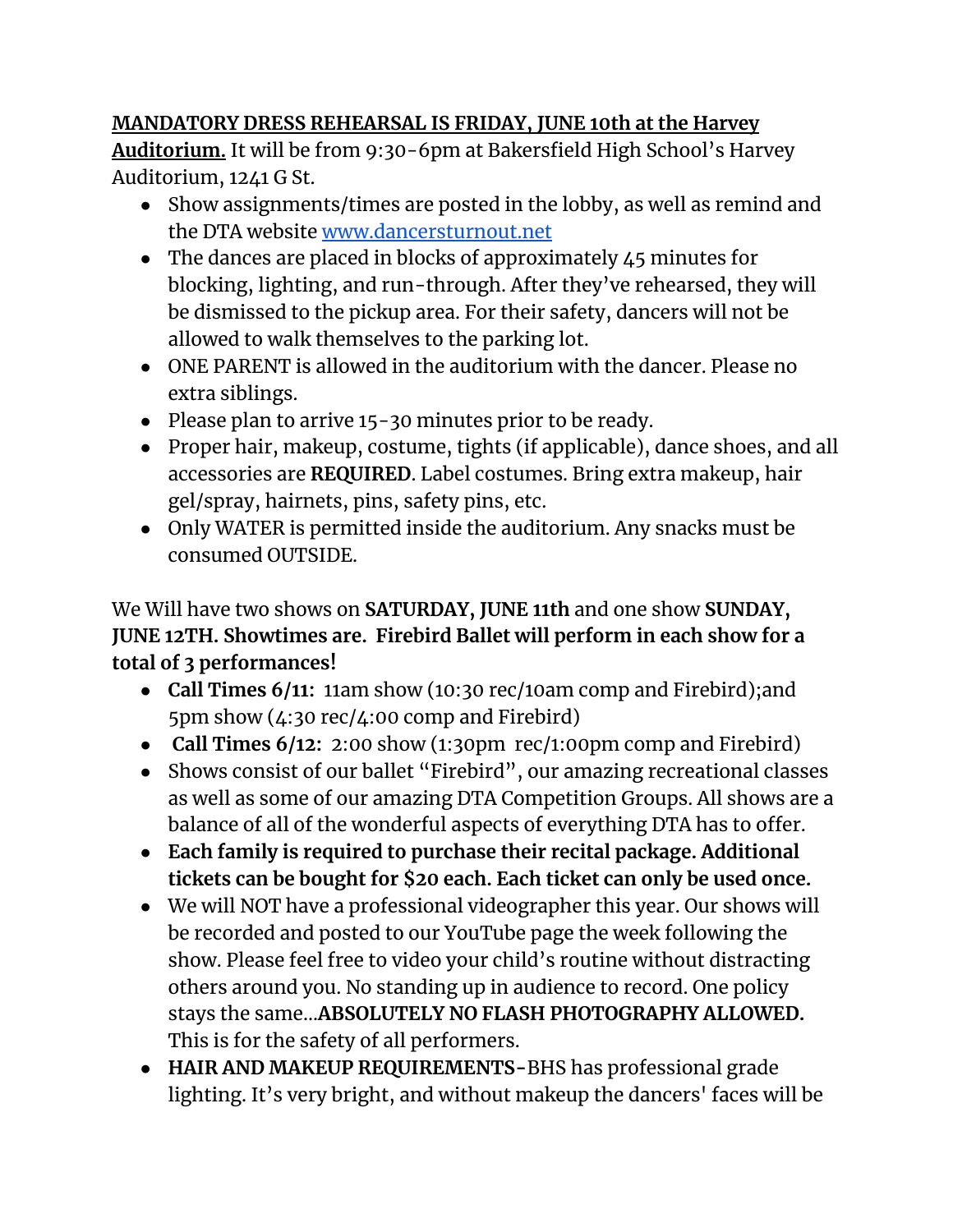**MANDATORY DRESS REHEARSAL IS FRIDAY, JUNE 10th at the Harvey Auditorium.** It will be from 9:30-6pm at Bakersfield High School's Harvey Auditorium, 1241 G St.

- Show assignments/times are posted in the lobby, as well as remind and the DTA website [www.dancersturnout.net](http://www.dancersturnout.net)
- The dances are placed in blocks of approximately 45 minutes for blocking, lighting, and run-through. After they've rehearsed, they will be dismissed to the pickup area. For their safety, dancers will not be allowed to walk themselves to the parking lot.
- ONE PARENT is allowed in the auditorium with the dancer. Please no extra siblings.
- Please plan to arrive 15-30 minutes prior to be ready.
- Proper hair, makeup, costume, tights (if applicable), dance shoes, and all accessories are **REQUIRED**. Label costumes. Bring extra makeup, hair gel/spray, hairnets, pins, safety pins, etc.
- Only WATER is permitted inside the auditorium. Any snacks must be consumed OUTSIDE.

We Will have two shows on **SATURDAY, JUNE 11th** and one show **SUNDAY, JUNE 12TH. Showtimes are. Firebird Ballet will perform in each show for a total of 3 performances!**

- **Call Times 6/11:** 11am show (10:30 rec/10am comp and Firebird);and 5pm show (4:30 rec/4:00 comp and Firebird)
- **Call Times 6/12:** 2:00 show (1:30pm rec/1:00pm comp and Firebird)
- Shows consist of our ballet "Firebird", our amazing recreational classes as well as some of our amazing DTA Competition Groups. All shows are a balance of all of the wonderful aspects of everything DTA has to offer.
- **Each family is required to purchase their recital package. Additional tickets can be bought for $20 each. Each ticket can only be used once.**
- We will NOT have a professional videographer this year. Our shows will be recorded and posted to our YouTube page the week following the show. Please feel free to video your child's routine without distracting others around you. No standing up in audience to record. One policy stays the same...**ABSOLUTELY NO FLASH PHOTOGRAPHY ALLOWED.** This is for the safety of all performers.
- **HAIR AND MAKEUP REQUIREMENTS-**BHS has professional grade lighting. It's very bright, and without makeup the dancers' faces will be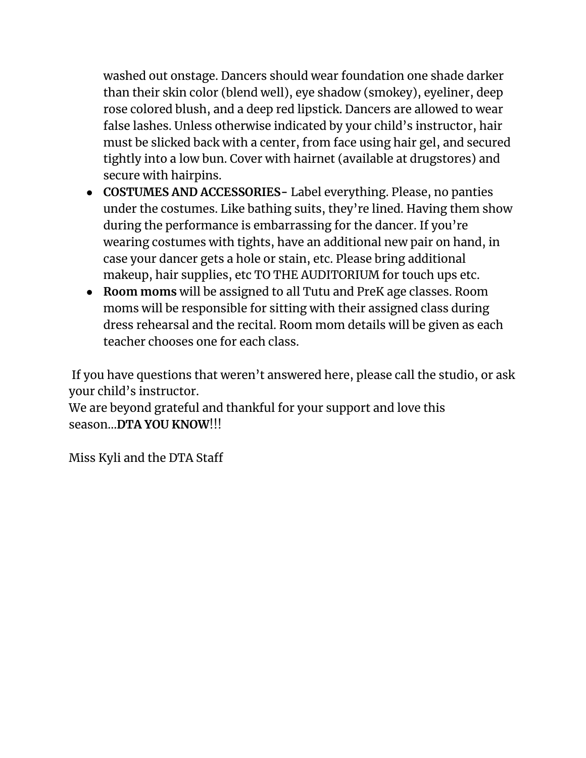washed out onstage. Dancers should wear foundation one shade darker than their skin color (blend well), eye shadow (smokey), eyeliner, deep rose colored blush, and a deep red lipstick. Dancers are allowed to wear false lashes. Unless otherwise indicated by your child's instructor, hair must be slicked back with a center, from face using hair gel, and secured tightly into a low bun. Cover with hairnet (available at drugstores) and secure with hairpins.

- **COSTUMES AND ACCESSORIES**- Label everything. Please, no panties under the costumes. Like bathing suits, they're lined. Having them show during the performance is embarrassing for the dancer. If you're wearing costumes with tights, have an additional new pair on hand, in case your dancer gets a hole or stain, etc. Please bring additional makeup, hair supplies, etc TO THE AUDITORIUM for touch ups etc.
- **Room moms** will be assigned to all Tutu and PreK age classes. Room moms will be responsible for sitting with their assigned class during dress rehearsal and the recital. Room mom details will be given as each teacher chooses one for each class.

If you have questions that weren't answered here, please call the studio, or ask your child's instructor.
We are beyond grateful and thankful for your support and love this season...**DTA YOU KNOW**!!!

Miss Kyli and the DTA Staff